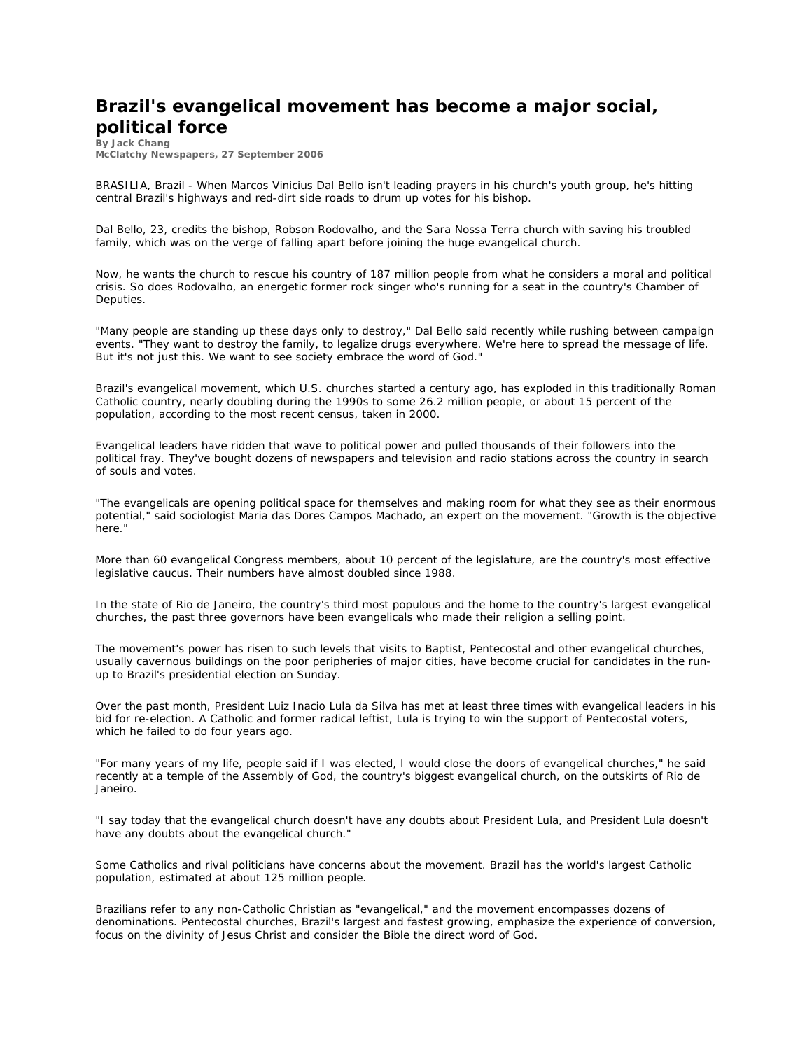# Brazil's evangelical movement has become a major social, political force

**By Jack Chang**
**McClatchy Newspapers, 27 September 2006**

BRASILIA, Brazil - When Marcos Vinicius Dal Bello isn't leading prayers in his church's youth group, he's hitting central Brazil's highways and red-dirt side roads to drum up votes for his bishop.

Dal Bello, 23, credits the bishop, Robson Rodovalho, and the Sara Nossa Terra church with saving his troubled family, which was on the verge of falling apart before joining the huge evangelical church.

Now, he wants the church to rescue his country of 187 million people from what he considers a moral and political crisis. So does Rodovalho, an energetic former rock singer who's running for a seat in the country's Chamber of Deputies.

"Many people are standing up these days only to destroy," Dal Bello said recently while rushing between campaign events. "They want to destroy the family, to legalize drugs everywhere. We're here to spread the message of life. But it's not just this. We want to see society embrace the word of God."

Brazil's evangelical movement, which U.S. churches started a century ago, has exploded in this traditionally Roman Catholic country, nearly doubling during the 1990s to some 26.2 million people, or about 15 percent of the population, according to the most recent census, taken in 2000.

Evangelical leaders have ridden that wave to political power and pulled thousands of their followers into the political fray. They've bought dozens of newspapers and television and radio stations across the country in search of souls and votes.

"The evangelicals are opening political space for themselves and making room for what they see as their enormous potential," said sociologist Maria das Dores Campos Machado, an expert on the movement. "Growth is the objective here."

More than 60 evangelical Congress members, about 10 percent of the legislature, are the country's most effective legislative caucus. Their numbers have almost doubled since 1988.

In the state of Rio de Janeiro, the country's third most populous and the home to the country's largest evangelical churches, the past three governors have been evangelicals who made their religion a selling point.

The movement's power has risen to such levels that visits to Baptist, Pentecostal and other evangelical churches, usually cavernous buildings on the poor peripheries of major cities, have become crucial for candidates in the run-up to Brazil's presidential election on Sunday.

Over the past month, President Luiz Inacio Lula da Silva has met at least three times with evangelical leaders in his bid for re-election. A Catholic and former radical leftist, Lula is trying to win the support of Pentecostal voters, which he failed to do four years ago.

"For many years of my life, people said if I was elected, I would close the doors of evangelical churches," he said recently at a temple of the Assembly of God, the country's biggest evangelical church, on the outskirts of Rio de Janeiro.

"I say today that the evangelical church doesn't have any doubts about President Lula, and President Lula doesn't have any doubts about the evangelical church."

Some Catholics and rival politicians have concerns about the movement. Brazil has the world's largest Catholic population, estimated at about 125 million people.

Brazilians refer to any non-Catholic Christian as "evangelical," and the movement encompasses dozens of denominations. Pentecostal churches, Brazil's largest and fastest growing, emphasize the experience of conversion, focus on the divinity of Jesus Christ and consider the Bible the direct word of God.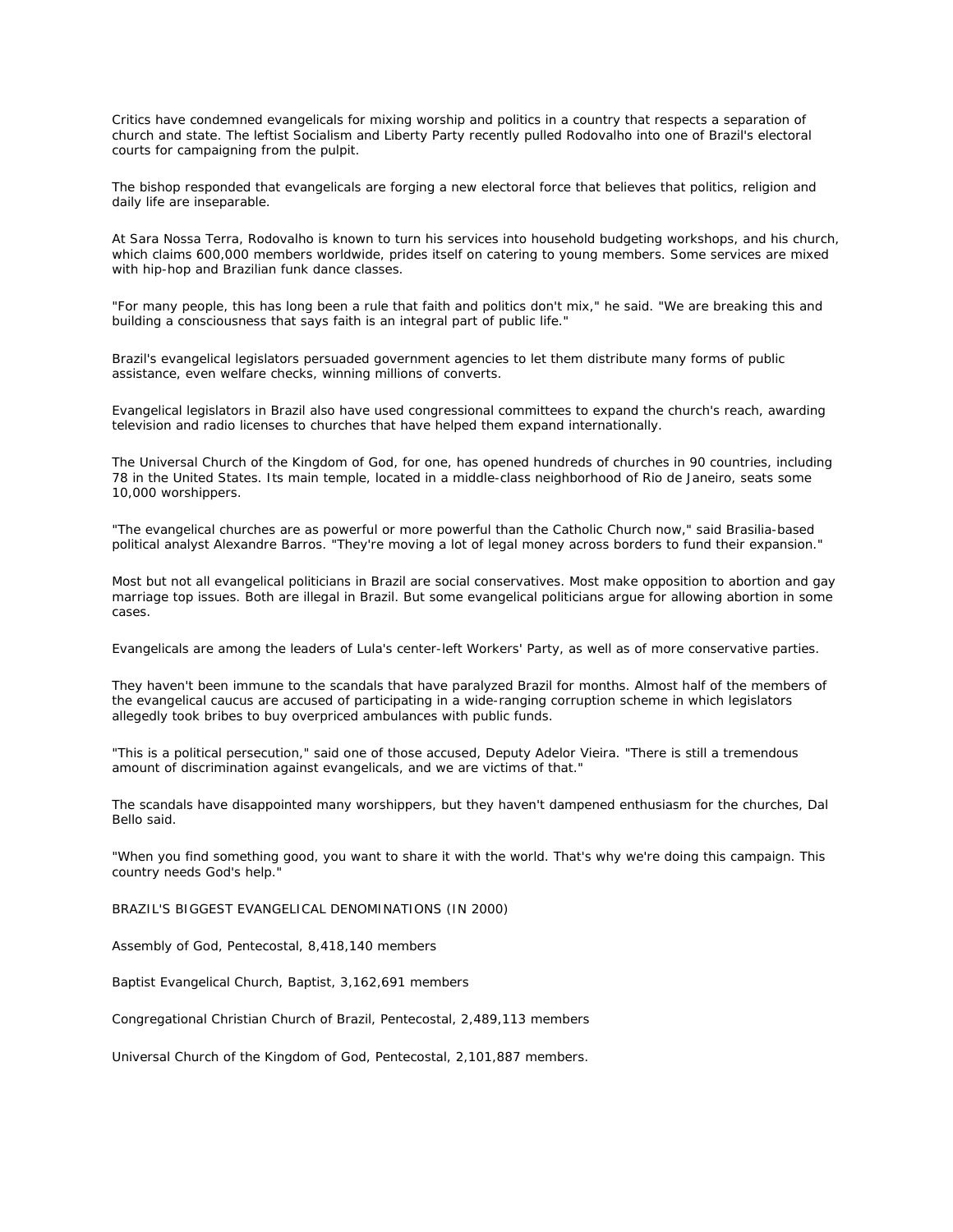Critics have condemned evangelicals for mixing worship and politics in a country that respects a separation of church and state. The leftist Socialism and Liberty Party recently pulled Rodovalho into one of Brazil's electoral courts for campaigning from the pulpit.

The bishop responded that evangelicals are forging a new electoral force that believes that politics, religion and daily life are inseparable.

At Sara Nossa Terra, Rodovalho is known to turn his services into household budgeting workshops, and his church, which claims 600,000 members worldwide, prides itself on catering to young members. Some services are mixed with hip-hop and Brazilian funk dance classes.

"For many people, this has long been a rule that faith and politics don't mix," he said. "We are breaking this and building a consciousness that says faith is an integral part of public life."

Brazil's evangelical legislators persuaded government agencies to let them distribute many forms of public assistance, even welfare checks, winning millions of converts.

Evangelical legislators in Brazil also have used congressional committees to expand the church's reach, awarding television and radio licenses to churches that have helped them expand internationally.

The Universal Church of the Kingdom of God, for one, has opened hundreds of churches in 90 countries, including 78 in the United States. Its main temple, located in a middle-class neighborhood of Rio de Janeiro, seats some 10,000 worshippers.

"The evangelical churches are as powerful or more powerful than the Catholic Church now," said Brasilia-based political analyst Alexandre Barros. "They're moving a lot of legal money across borders to fund their expansion."

Most but not all evangelical politicians in Brazil are social conservatives. Most make opposition to abortion and gay marriage top issues. Both are illegal in Brazil. But some evangelical politicians argue for allowing abortion in some cases.

Evangelicals are among the leaders of Lula's center-left Workers' Party, as well as of more conservative parties.

They haven't been immune to the scandals that have paralyzed Brazil for months. Almost half of the members of the evangelical caucus are accused of participating in a wide-ranging corruption scheme in which legislators allegedly took bribes to buy overpriced ambulances with public funds.

"This is a political persecution," said one of those accused, Deputy Adelor Vieira. "There is still a tremendous amount of discrimination against evangelicals, and we are victims of that."

The scandals have disappointed many worshippers, but they haven't dampened enthusiasm for the churches, Dal Bello said.

"When you find something good, you want to share it with the world. That's why we're doing this campaign. This country needs God's help."

BRAZIL'S BIGGEST EVANGELICAL DENOMINATIONS (IN 2000)

Assembly of God, Pentecostal, 8,418,140 members

Baptist Evangelical Church, Baptist, 3,162,691 members

Congregational Christian Church of Brazil, Pentecostal, 2,489,113 members

Universal Church of the Kingdom of God, Pentecostal, 2,101,887 members.